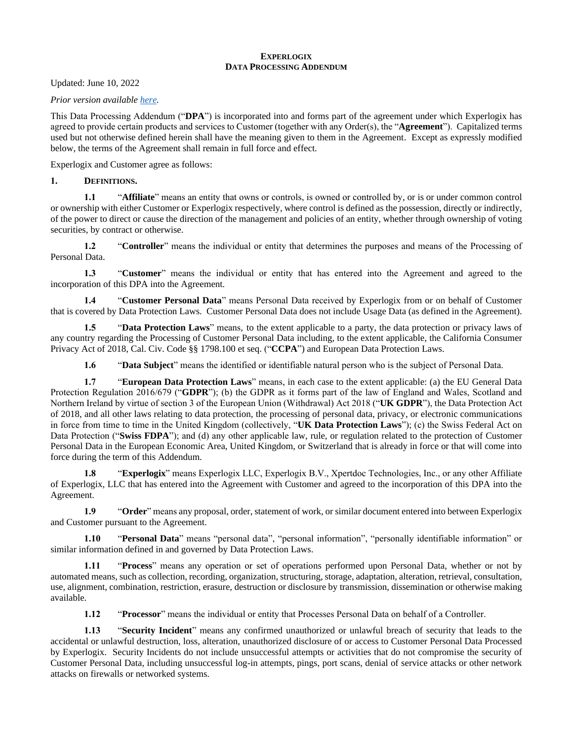# EXPERLOGIX
## DATA PROCESSING ADDENDUM

Updated: June 10, 2022

*Prior version available here.*

This Data Processing Addendum ("**DPA**") is incorporated into and forms part of the agreement under which Experlogix has agreed to provide certain products and services to Customer (together with any Order(s), the "**Agreement**"). Capitalized terms used but not otherwise defined herein shall have the meaning given to them in the Agreement. Except as expressly modified below, the terms of the Agreement shall remain in full force and effect.

Experlogix and Customer agree as follows:

**1. DEFINITIONS.**

**1.1** "**Affiliate**" means an entity that owns or controls, is owned or controlled by, or is or under common control or ownership with either Customer or Experlogix respectively, where control is defined as the possession, directly or indirectly, of the power to direct or cause the direction of the management and policies of an entity, whether through ownership of voting securities, by contract or otherwise.

**1.2** "**Controller**" means the individual or entity that determines the purposes and means of the Processing of Personal Data.

**1.3** "**Customer**" means the individual or entity that has entered into the Agreement and agreed to the incorporation of this DPA into the Agreement.

**1.4** "**Customer Personal Data**" means Personal Data received by Experlogix from or on behalf of Customer that is covered by Data Protection Laws. Customer Personal Data does not include Usage Data (as defined in the Agreement).

**1.5** "**Data Protection Laws**" means, to the extent applicable to a party, the data protection or privacy laws of any country regarding the Processing of Customer Personal Data including, to the extent applicable, the California Consumer Privacy Act of 2018, Cal. Civ. Code §§ 1798.100 et seq. ("**CCPA**") and European Data Protection Laws.

**1.6** "**Data Subject**" means the identified or identifiable natural person who is the subject of Personal Data.

**1.7** "**European Data Protection Laws**" means, in each case to the extent applicable: (a) the EU General Data Protection Regulation 2016/679 ("**GDPR**"); (b) the GDPR as it forms part of the law of England and Wales, Scotland and Northern Ireland by virtue of section 3 of the European Union (Withdrawal) Act 2018 ("**UK GDPR**"), the Data Protection Act of 2018, and all other laws relating to data protection, the processing of personal data, privacy, or electronic communications in force from time to time in the United Kingdom (collectively, "**UK Data Protection Laws**"); (c) the Swiss Federal Act on Data Protection ("**Swiss FDPA**"); and (d) any other applicable law, rule, or regulation related to the protection of Customer Personal Data in the European Economic Area, United Kingdom, or Switzerland that is already in force or that will come into force during the term of this Addendum.

**1.8** "**Experlogix**" means Experlogix LLC, Experlogix B.V., Xpertdoc Technologies, Inc., or any other Affiliate of Experlogix, LLC that has entered into the Agreement with Customer and agreed to the incorporation of this DPA into the Agreement.

**1.9** "**Order**" means any proposal, order, statement of work, or similar document entered into between Experlogix and Customer pursuant to the Agreement.

**1.10** "**Personal Data**" means "personal data", "personal information", "personally identifiable information" or similar information defined in and governed by Data Protection Laws.

**1.11** "**Process**" means any operation or set of operations performed upon Personal Data, whether or not by automated means, such as collection, recording, organization, structuring, storage, adaptation, alteration, retrieval, consultation, use, alignment, combination, restriction, erasure, destruction or disclosure by transmission, dissemination or otherwise making available.

**1.12** "**Processor**" means the individual or entity that Processes Personal Data on behalf of a Controller.

**1.13** "**Security Incident**" means any confirmed unauthorized or unlawful breach of security that leads to the accidental or unlawful destruction, loss, alteration, unauthorized disclosure of or access to Customer Personal Data Processed by Experlogix. Security Incidents do not include unsuccessful attempts or activities that do not compromise the security of Customer Personal Data, including unsuccessful log-in attempts, pings, port scans, denial of service attacks or other network attacks on firewalls or networked systems.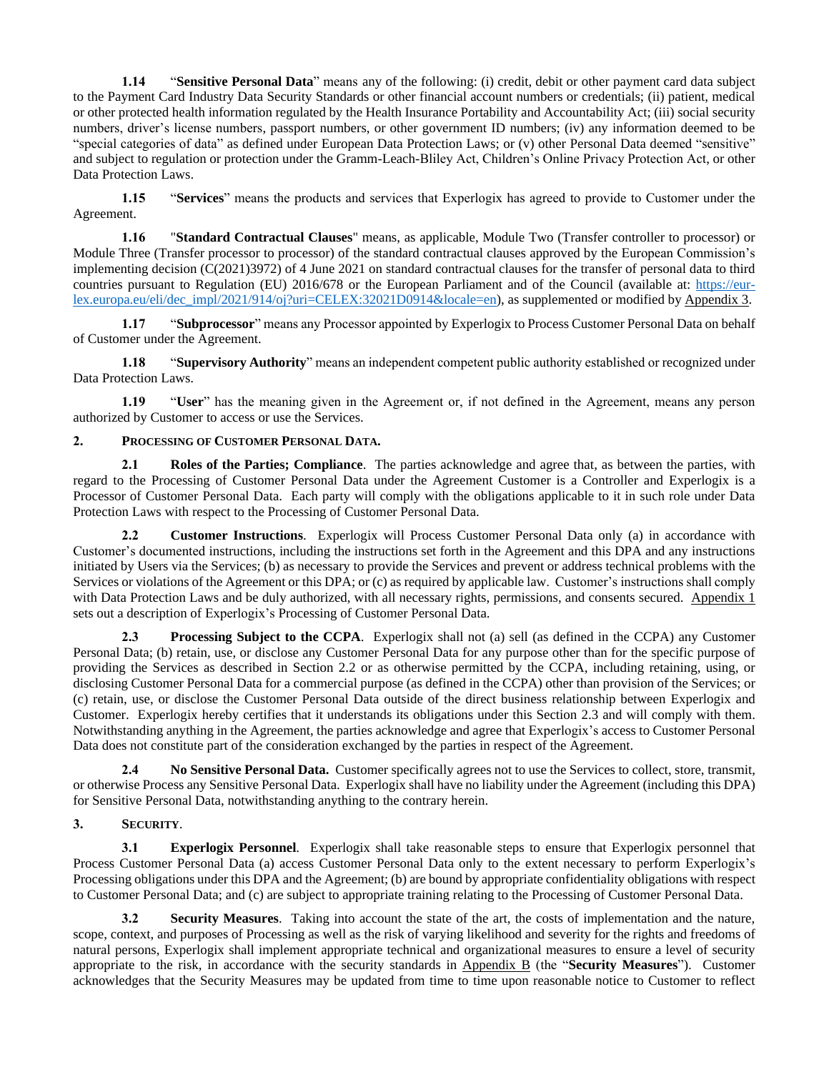**1.14** "**Sensitive Personal Data**" means any of the following: (i) credit, debit or other payment card data subject to the Payment Card Industry Data Security Standards or other financial account numbers or credentials; (ii) patient, medical or other protected health information regulated by the Health Insurance Portability and Accountability Act; (iii) social security numbers, driver's license numbers, passport numbers, or other government ID numbers; (iv) any information deemed to be "special categories of data" as defined under European Data Protection Laws; or (v) other Personal Data deemed "sensitive" and subject to regulation or protection under the Gramm-Leach-Bliley Act, Children's Online Privacy Protection Act, or other Data Protection Laws.

**1.15** "**Services**" means the products and services that Experlogix has agreed to provide to Customer under the Agreement.

**1.16** "**Standard Contractual Clauses**" means, as applicable, Module Two (Transfer controller to processor) or Module Three (Transfer processor to processor) of the standard contractual clauses approved by the European Commission's implementing decision (C(2021)3972) of 4 June 2021 on standard contractual clauses for the transfer of personal data to third countries pursuant to Regulation (EU) 2016/678 or the European Parliament and of the Council (available at: [https://eur-lex.europa.eu/eli/dec_impl/2021/914/oj?uri=CELEX:32021D0914&locale=en](https://eur-lex.europa.eu/eli/dec_impl/2021/914/oj?uri=CELEX:32021D0914&locale=en)), as supplemented or modified by Appendix 3.

**1.17** "**Subprocessor**" means any Processor appointed by Experlogix to Process Customer Personal Data on behalf of Customer under the Agreement.

**1.18** "**Supervisory Authority**" means an independent competent public authority established or recognized under Data Protection Laws.

**1.19** "**User**" has the meaning given in the Agreement or, if not defined in the Agreement, means any person authorized by Customer to access or use the Services.

## 2. PROCESSING OF CUSTOMER PERSONAL DATA.

**2.1 Roles of the Parties; Compliance**. The parties acknowledge and agree that, as between the parties, with regard to the Processing of Customer Personal Data under the Agreement Customer is a Controller and Experlogix is a Processor of Customer Personal Data. Each party will comply with the obligations applicable to it in such role under Data Protection Laws with respect to the Processing of Customer Personal Data.

**2.2 Customer Instructions**. Experlogix will Process Customer Personal Data only (a) in accordance with Customer's documented instructions, including the instructions set forth in the Agreement and this DPA and any instructions initiated by Users via the Services; (b) as necessary to provide the Services and prevent or address technical problems with the Services or violations of the Agreement or this DPA; or (c) as required by applicable law. Customer's instructions shall comply with Data Protection Laws and be duly authorized, with all necessary rights, permissions, and consents secured. Appendix 1 sets out a description of Experlogix's Processing of Customer Personal Data.

**2.3 Processing Subject to the CCPA**. Experlogix shall not (a) sell (as defined in the CCPA) any Customer Personal Data; (b) retain, use, or disclose any Customer Personal Data for any purpose other than for the specific purpose of providing the Services as described in Section 2.2 or as otherwise permitted by the CCPA, including retaining, using, or disclosing Customer Personal Data for a commercial purpose (as defined in the CCPA) other than provision of the Services; or (c) retain, use, or disclose the Customer Personal Data outside of the direct business relationship between Experlogix and Customer. Experlogix hereby certifies that it understands its obligations under this Section 2.3 and will comply with them. Notwithstanding anything in the Agreement, the parties acknowledge and agree that Experlogix's access to Customer Personal Data does not constitute part of the consideration exchanged by the parties in respect of the Agreement.

**2.4 No Sensitive Personal Data.** Customer specifically agrees not to use the Services to collect, store, transmit, or otherwise Process any Sensitive Personal Data. Experlogix shall have no liability under the Agreement (including this DPA) for Sensitive Personal Data, notwithstanding anything to the contrary herein.

## 3. SECURITY.

**3.1 Experlogix Personnel**. Experlogix shall take reasonable steps to ensure that Experlogix personnel that Process Customer Personal Data (a) access Customer Personal Data only to the extent necessary to perform Experlogix's Processing obligations under this DPA and the Agreement; (b) are bound by appropriate confidentiality obligations with respect to Customer Personal Data; and (c) are subject to appropriate training relating to the Processing of Customer Personal Data.

**3.2 Security Measures**. Taking into account the state of the art, the costs of implementation and the nature, scope, context, and purposes of Processing as well as the risk of varying likelihood and severity for the rights and freedoms of natural persons, Experlogix shall implement appropriate technical and organizational measures to ensure a level of security appropriate to the risk, in accordance with the security standards in Appendix B (the "**Security Measures**"). Customer acknowledges that the Security Measures may be updated from time to time upon reasonable notice to Customer to reflect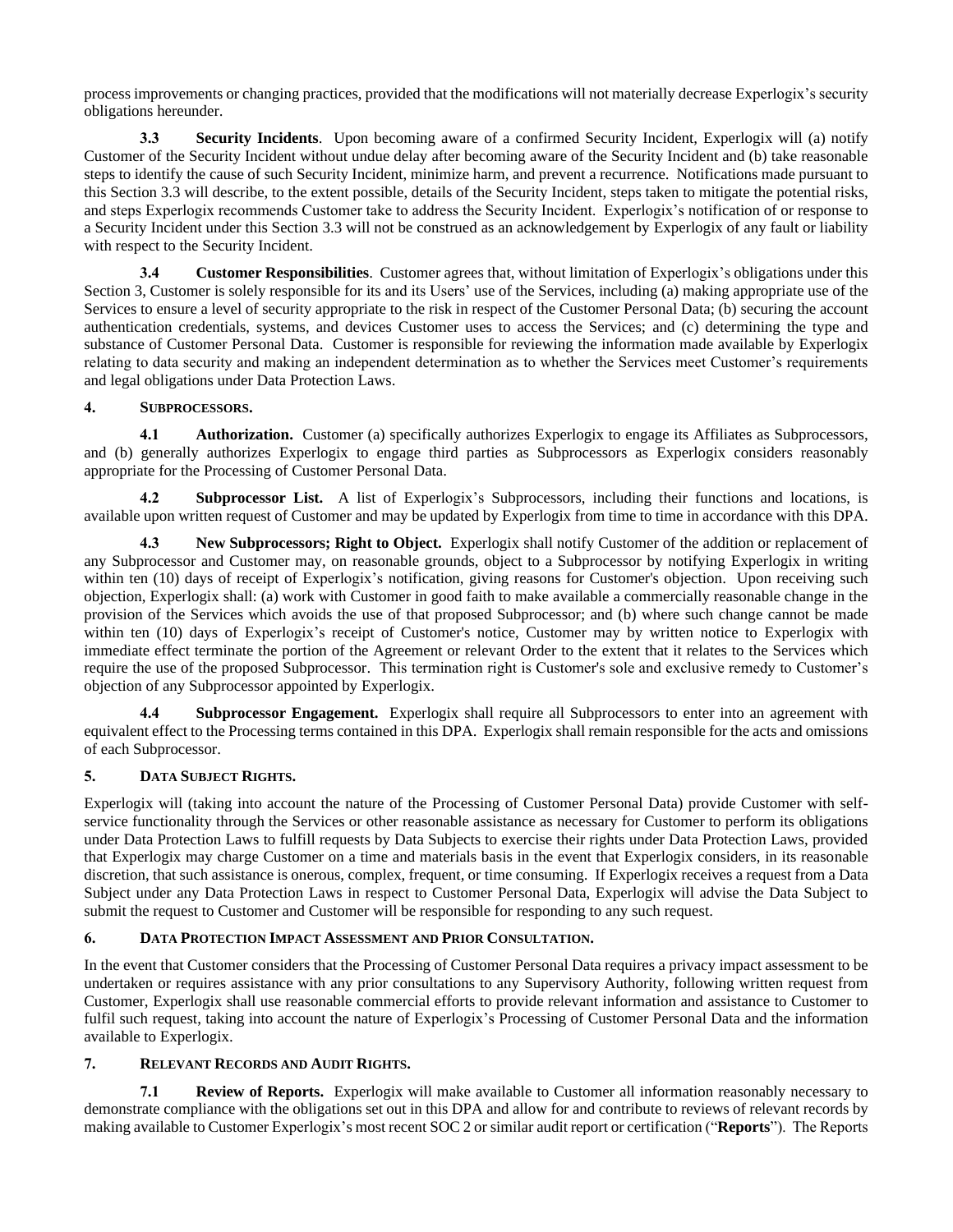process improvements or changing practices, provided that the modifications will not materially decrease Experlogix's security obligations hereunder.

**3.3 Security Incidents**. Upon becoming aware of a confirmed Security Incident, Experlogix will (a) notify Customer of the Security Incident without undue delay after becoming aware of the Security Incident and (b) take reasonable steps to identify the cause of such Security Incident, minimize harm, and prevent a recurrence. Notifications made pursuant to this Section 3.3 will describe, to the extent possible, details of the Security Incident, steps taken to mitigate the potential risks, and steps Experlogix recommends Customer take to address the Security Incident. Experlogix's notification of or response to a Security Incident under this Section 3.3 will not be construed as an acknowledgement by Experlogix of any fault or liability with respect to the Security Incident.

**3.4 Customer Responsibilities**. Customer agrees that, without limitation of Experlogix's obligations under this Section 3, Customer is solely responsible for its and its Users' use of the Services, including (a) making appropriate use of the Services to ensure a level of security appropriate to the risk in respect of the Customer Personal Data; (b) securing the account authentication credentials, systems, and devices Customer uses to access the Services; and (c) determining the type and substance of Customer Personal Data. Customer is responsible for reviewing the information made available by Experlogix relating to data security and making an independent determination as to whether the Services meet Customer's requirements and legal obligations under Data Protection Laws.

## 4. SUBPROCESSORS.

**4.1 Authorization.** Customer (a) specifically authorizes Experlogix to engage its Affiliates as Subprocessors, and (b) generally authorizes Experlogix to engage third parties as Subprocessors as Experlogix considers reasonably appropriate for the Processing of Customer Personal Data.

**4.2 Subprocessor List.** A list of Experlogix's Subprocessors, including their functions and locations, is available upon written request of Customer and may be updated by Experlogix from time to time in accordance with this DPA.

**4.3 New Subprocessors; Right to Object.** Experlogix shall notify Customer of the addition or replacement of any Subprocessor and Customer may, on reasonable grounds, object to a Subprocessor by notifying Experlogix in writing within ten (10) days of receipt of Experlogix's notification, giving reasons for Customer's objection. Upon receiving such objection, Experlogix shall: (a) work with Customer in good faith to make available a commercially reasonable change in the provision of the Services which avoids the use of that proposed Subprocessor; and (b) where such change cannot be made within ten (10) days of Experlogix's receipt of Customer's notice, Customer may by written notice to Experlogix with immediate effect terminate the portion of the Agreement or relevant Order to the extent that it relates to the Services which require the use of the proposed Subprocessor. This termination right is Customer's sole and exclusive remedy to Customer's objection of any Subprocessor appointed by Experlogix.

**4.4 Subprocessor Engagement.** Experlogix shall require all Subprocessors to enter into an agreement with equivalent effect to the Processing terms contained in this DPA. Experlogix shall remain responsible for the acts and omissions of each Subprocessor.

## 5. DATA SUBJECT RIGHTS.

Experlogix will (taking into account the nature of the Processing of Customer Personal Data) provide Customer with self-service functionality through the Services or other reasonable assistance as necessary for Customer to perform its obligations under Data Protection Laws to fulfill requests by Data Subjects to exercise their rights under Data Protection Laws, provided that Experlogix may charge Customer on a time and materials basis in the event that Experlogix considers, in its reasonable discretion, that such assistance is onerous, complex, frequent, or time consuming. If Experlogix receives a request from a Data Subject under any Data Protection Laws in respect to Customer Personal Data, Experlogix will advise the Data Subject to submit the request to Customer and Customer will be responsible for responding to any such request.

## 6. DATA PROTECTION IMPACT ASSESSMENT AND PRIOR CONSULTATION.

In the event that Customer considers that the Processing of Customer Personal Data requires a privacy impact assessment to be undertaken or requires assistance with any prior consultations to any Supervisory Authority, following written request from Customer, Experlogix shall use reasonable commercial efforts to provide relevant information and assistance to Customer to fulfil such request, taking into account the nature of Experlogix's Processing of Customer Personal Data and the information available to Experlogix.

## 7. RELEVANT RECORDS AND AUDIT RIGHTS.

**7.1 Review of Reports.** Experlogix will make available to Customer all information reasonably necessary to demonstrate compliance with the obligations set out in this DPA and allow for and contribute to reviews of relevant records by making available to Customer Experlogix's most recent SOC 2 or similar audit report or certification ("**Reports**"). The Reports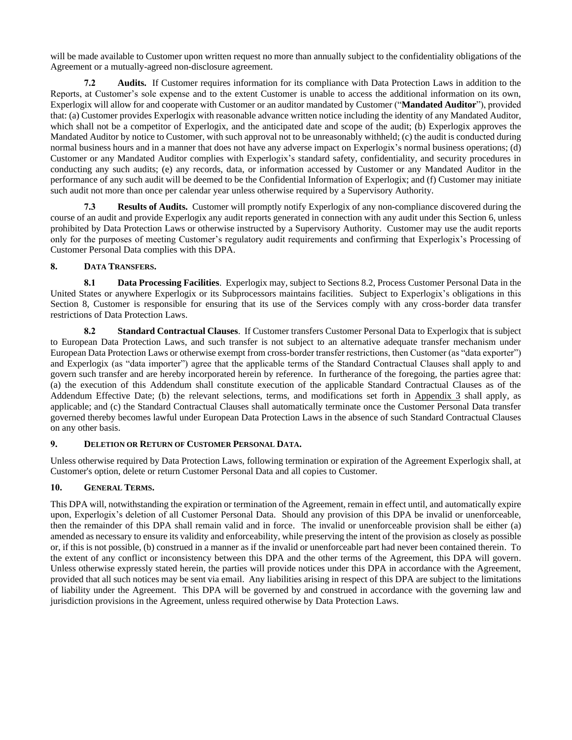will be made available to Customer upon written request no more than annually subject to the confidentiality obligations of the Agreement or a mutually-agreed non-disclosure agreement.

**7.2 Audits.** If Customer requires information for its compliance with Data Protection Laws in addition to the Reports, at Customer's sole expense and to the extent Customer is unable to access the additional information on its own, Experlogix will allow for and cooperate with Customer or an auditor mandated by Customer ("**Mandated Auditor**"), provided that: (a) Customer provides Experlogix with reasonable advance written notice including the identity of any Mandated Auditor, which shall not be a competitor of Experlogix, and the anticipated date and scope of the audit; (b) Experlogix approves the Mandated Auditor by notice to Customer, with such approval not to be unreasonably withheld; (c) the audit is conducted during normal business hours and in a manner that does not have any adverse impact on Experlogix's normal business operations; (d) Customer or any Mandated Auditor complies with Experlogix's standard safety, confidentiality, and security procedures in conducting any such audits; (e) any records, data, or information accessed by Customer or any Mandated Auditor in the performance of any such audit will be deemed to be the Confidential Information of Experlogix; and (f) Customer may initiate such audit not more than once per calendar year unless otherwise required by a Supervisory Authority.

**7.3 Results of Audits.** Customer will promptly notify Experlogix of any non-compliance discovered during the course of an audit and provide Experlogix any audit reports generated in connection with any audit under this Section 6, unless prohibited by Data Protection Laws or otherwise instructed by a Supervisory Authority. Customer may use the audit reports only for the purposes of meeting Customer's regulatory audit requirements and confirming that Experlogix's Processing of Customer Personal Data complies with this DPA.

## 8. Data Transfers.

**8.1 Data Processing Facilities**. Experlogix may, subject to Sections 8.2, Process Customer Personal Data in the United States or anywhere Experlogix or its Subprocessors maintains facilities. Subject to Experlogix's obligations in this Section 8, Customer is responsible for ensuring that its use of the Services comply with any cross-border data transfer restrictions of Data Protection Laws.

**8.2 Standard Contractual Clauses**. If Customer transfers Customer Personal Data to Experlogix that is subject to European Data Protection Laws, and such transfer is not subject to an alternative adequate transfer mechanism under European Data Protection Laws or otherwise exempt from cross-border transfer restrictions, then Customer (as "data exporter") and Experlogix (as "data importer") agree that the applicable terms of the Standard Contractual Clauses shall apply to and govern such transfer and are hereby incorporated herein by reference. In furtherance of the foregoing, the parties agree that: (a) the execution of this Addendum shall constitute execution of the applicable Standard Contractual Clauses as of the Addendum Effective Date; (b) the relevant selections, terms, and modifications set forth in Appendix 3 shall apply, as applicable; and (c) the Standard Contractual Clauses shall automatically terminate once the Customer Personal Data transfer governed thereby becomes lawful under European Data Protection Laws in the absence of such Standard Contractual Clauses on any other basis.

## 9. Deletion or Return of Customer Personal Data.

Unless otherwise required by Data Protection Laws, following termination or expiration of the Agreement Experlogix shall, at Customer's option, delete or return Customer Personal Data and all copies to Customer.

## 10. General Terms.

This DPA will, notwithstanding the expiration or termination of the Agreement, remain in effect until, and automatically expire upon, Experlogix's deletion of all Customer Personal Data. Should any provision of this DPA be invalid or unenforceable, then the remainder of this DPA shall remain valid and in force. The invalid or unenforceable provision shall be either (a) amended as necessary to ensure its validity and enforceability, while preserving the intent of the provision as closely as possible or, if this is not possible, (b) construed in a manner as if the invalid or unenforceable part had never been contained therein. To the extent of any conflict or inconsistency between this DPA and the other terms of the Agreement, this DPA will govern. Unless otherwise expressly stated herein, the parties will provide notices under this DPA in accordance with the Agreement, provided that all such notices may be sent via email. Any liabilities arising in respect of this DPA are subject to the limitations of liability under the Agreement. This DPA will be governed by and construed in accordance with the governing law and jurisdiction provisions in the Agreement, unless required otherwise by Data Protection Laws.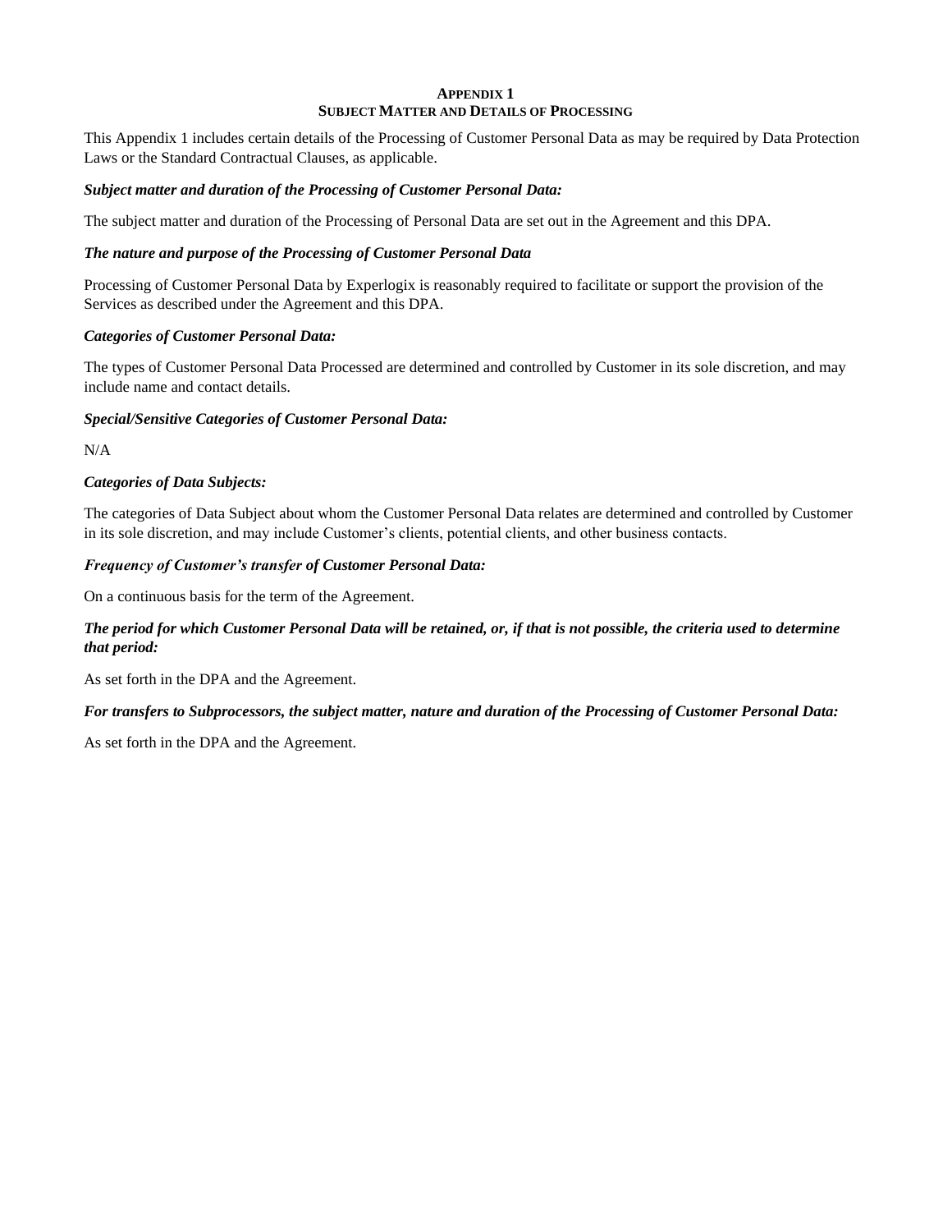# APPENDIX 1
## SUBJECT MATTER AND DETAILS OF PROCESSING

This Appendix 1 includes certain details of the Processing of Customer Personal Data as may be required by Data Protection Laws or the Standard Contractual Clauses, as applicable.

***Subject matter and duration of the Processing of Customer Personal Data:***

The subject matter and duration of the Processing of Personal Data are set out in the Agreement and this DPA.

***The nature and purpose of the Processing of Customer Personal Data***

Processing of Customer Personal Data by Experlogix is reasonably required to facilitate or support the provision of the Services as described under the Agreement and this DPA.

***Categories of Customer Personal Data:***

The types of Customer Personal Data Processed are determined and controlled by Customer in its sole discretion, and may include name and contact details.

***Special/Sensitive Categories of Customer Personal Data:***

N/A

***Categories of Data Subjects:***

The categories of Data Subject about whom the Customer Personal Data relates are determined and controlled by Customer in its sole discretion, and may include Customer's clients, potential clients, and other business contacts.

***Frequency of Customer's transfer of Customer Personal Data:***

On a continuous basis for the term of the Agreement.

***The period for which Customer Personal Data will be retained, or, if that is not possible, the criteria used to determine that period:***

As set forth in the DPA and the Agreement.

***For transfers to Subprocessors, the subject matter, nature and duration of the Processing of Customer Personal Data:***

As set forth in the DPA and the Agreement.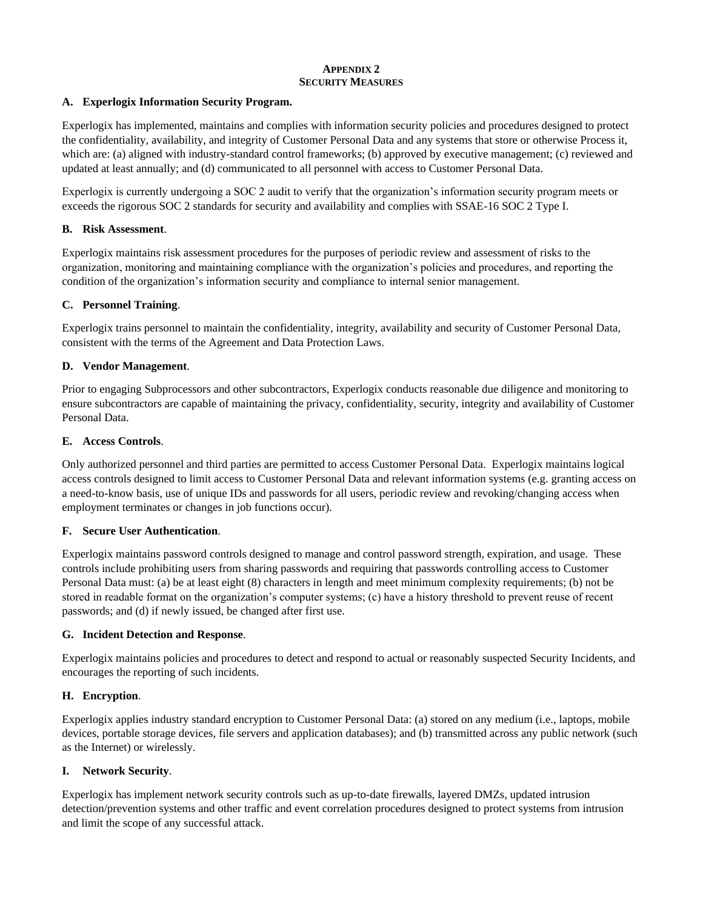# APPENDIX 2
# SECURITY MEASURES

**A. Experlogix Information Security Program.**

Experlogix has implemented, maintains and complies with information security policies and procedures designed to protect the confidentiality, availability, and integrity of Customer Personal Data and any systems that store or otherwise Process it, which are: (a) aligned with industry-standard control frameworks; (b) approved by executive management; (c) reviewed and updated at least annually; and (d) communicated to all personnel with access to Customer Personal Data.

Experlogix is currently undergoing a SOC 2 audit to verify that the organization's information security program meets or exceeds the rigorous SOC 2 standards for security and availability and complies with SSAE-16 SOC 2 Type I.

**B. Risk Assessment**.

Experlogix maintains risk assessment procedures for the purposes of periodic review and assessment of risks to the organization, monitoring and maintaining compliance with the organization's policies and procedures, and reporting the condition of the organization's information security and compliance to internal senior management.

**C. Personnel Training**.

Experlogix trains personnel to maintain the confidentiality, integrity, availability and security of Customer Personal Data, consistent with the terms of the Agreement and Data Protection Laws.

**D. Vendor Management**.

Prior to engaging Subprocessors and other subcontractors, Experlogix conducts reasonable due diligence and monitoring to ensure subcontractors are capable of maintaining the privacy, confidentiality, security, integrity and availability of Customer Personal Data.

**E. Access Controls**.

Only authorized personnel and third parties are permitted to access Customer Personal Data. Experlogix maintains logical access controls designed to limit access to Customer Personal Data and relevant information systems (e.g. granting access on a need-to-know basis, use of unique IDs and passwords for all users, periodic review and revoking/changing access when employment terminates or changes in job functions occur).

**F. Secure User Authentication**.

Experlogix maintains password controls designed to manage and control password strength, expiration, and usage. These controls include prohibiting users from sharing passwords and requiring that passwords controlling access to Customer Personal Data must: (a) be at least eight (8) characters in length and meet minimum complexity requirements; (b) not be stored in readable format on the organization's computer systems; (c) have a history threshold to prevent reuse of recent passwords; and (d) if newly issued, be changed after first use.

**G. Incident Detection and Response**.

Experlogix maintains policies and procedures to detect and respond to actual or reasonably suspected Security Incidents, and encourages the reporting of such incidents.

**H. Encryption**.

Experlogix applies industry standard encryption to Customer Personal Data: (a) stored on any medium (i.e., laptops, mobile devices, portable storage devices, file servers and application databases); and (b) transmitted across any public network (such as the Internet) or wirelessly.

**I. Network Security**.

Experlogix has implement network security controls such as up-to-date firewalls, layered DMZs, updated intrusion detection/prevention systems and other traffic and event correlation procedures designed to protect systems from intrusion and limit the scope of any successful attack.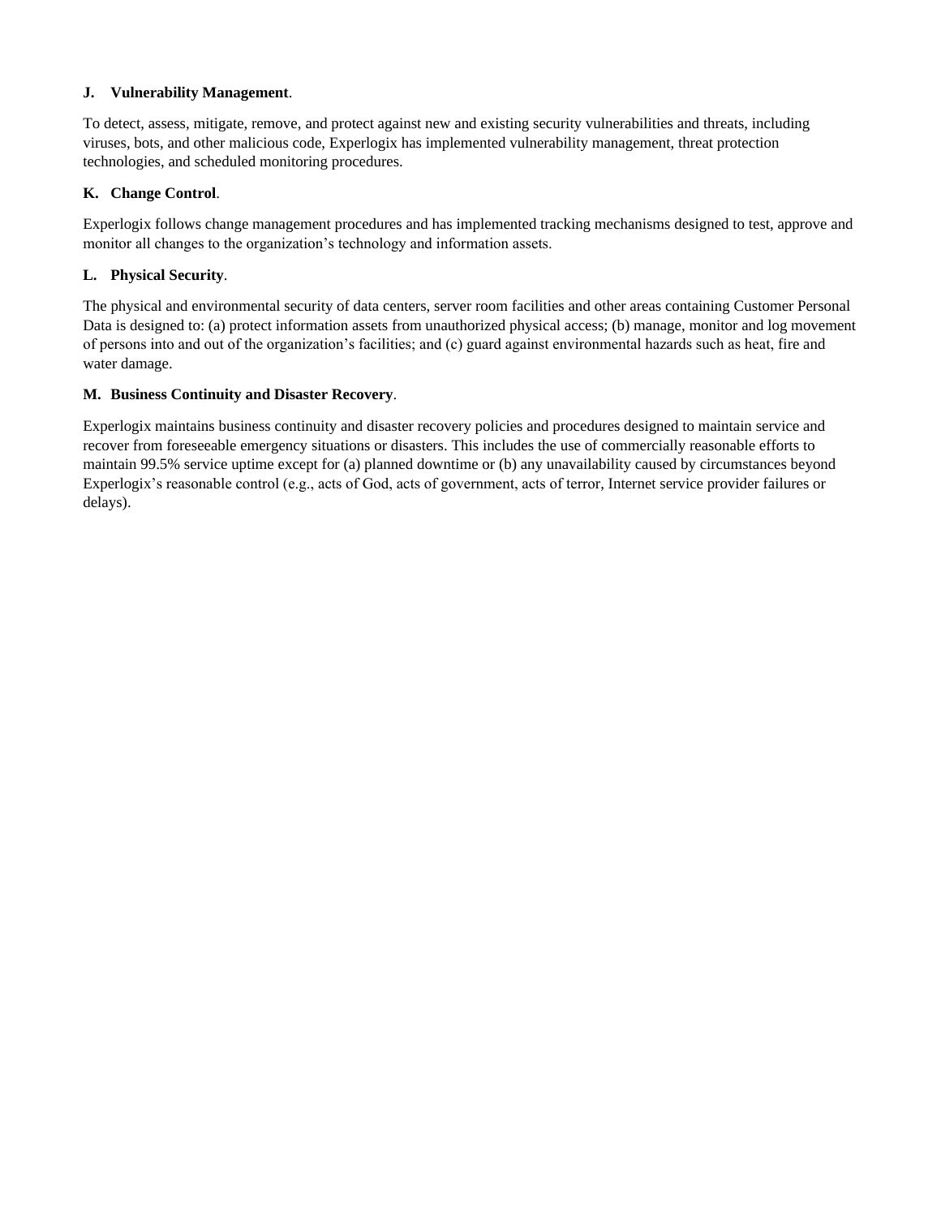**J. Vulnerability Management**.

To detect, assess, mitigate, remove, and protect against new and existing security vulnerabilities and threats, including viruses, bots, and other malicious code, Experlogix has implemented vulnerability management, threat protection technologies, and scheduled monitoring procedures.

**K. Change Control**.

Experlogix follows change management procedures and has implemented tracking mechanisms designed to test, approve and monitor all changes to the organization's technology and information assets.

**L. Physical Security**.

The physical and environmental security of data centers, server room facilities and other areas containing Customer Personal Data is designed to: (a) protect information assets from unauthorized physical access; (b) manage, monitor and log movement of persons into and out of the organization's facilities; and (c) guard against environmental hazards such as heat, fire and water damage.

**M. Business Continuity and Disaster Recovery**.

Experlogix maintains business continuity and disaster recovery policies and procedures designed to maintain service and recover from foreseeable emergency situations or disasters. This includes the use of commercially reasonable efforts to maintain 99.5% service uptime except for (a) planned downtime or (b) any unavailability caused by circumstances beyond Experlogix's reasonable control (e.g., acts of God, acts of government, acts of terror, Internet service provider failures or delays).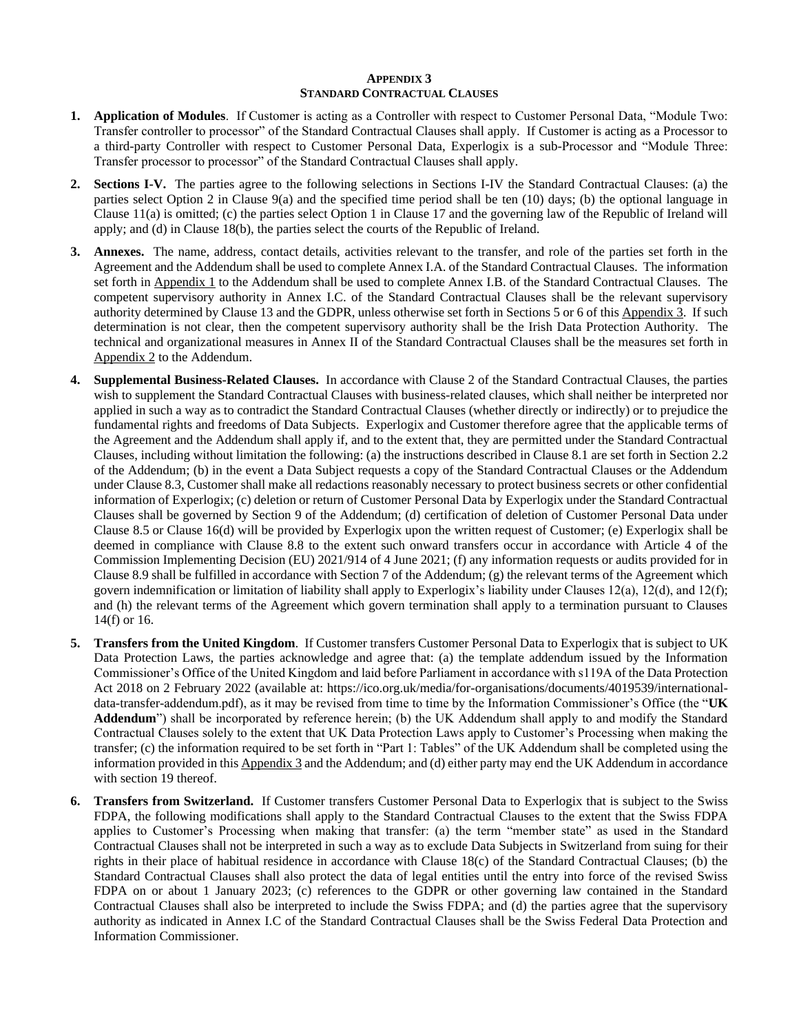# APPENDIX 3
## STANDARD CONTRACTUAL CLAUSES

1. **Application of Modules**. If Customer is acting as a Controller with respect to Customer Personal Data, "Module Two: Transfer controller to processor" of the Standard Contractual Clauses shall apply. If Customer is acting as a Processor to a third-party Controller with respect to Customer Personal Data, Experlogix is a sub-Processor and "Module Three: Transfer processor to processor" of the Standard Contractual Clauses shall apply.

2. **Sections I-V.** The parties agree to the following selections in Sections I-IV the Standard Contractual Clauses: (a) the parties select Option 2 in Clause 9(a) and the specified time period shall be ten (10) days; (b) the optional language in Clause 11(a) is omitted; (c) the parties select Option 1 in Clause 17 and the governing law of the Republic of Ireland will apply; and (d) in Clause 18(b), the parties select the courts of the Republic of Ireland.

3. **Annexes.** The name, address, contact details, activities relevant to the transfer, and role of the parties set forth in the Agreement and the Addendum shall be used to complete Annex I.A. of the Standard Contractual Clauses. The information set forth in Appendix 1 to the Addendum shall be used to complete Annex I.B. of the Standard Contractual Clauses. The competent supervisory authority in Annex I.C. of the Standard Contractual Clauses shall be the relevant supervisory authority determined by Clause 13 and the GDPR, unless otherwise set forth in Sections 5 or 6 of this Appendix 3. If such determination is not clear, then the competent supervisory authority shall be the Irish Data Protection Authority. The technical and organizational measures in Annex II of the Standard Contractual Clauses shall be the measures set forth in Appendix 2 to the Addendum.

4. **Supplemental Business-Related Clauses.** In accordance with Clause 2 of the Standard Contractual Clauses, the parties wish to supplement the Standard Contractual Clauses with business-related clauses, which shall neither be interpreted nor applied in such a way as to contradict the Standard Contractual Clauses (whether directly or indirectly) or to prejudice the fundamental rights and freedoms of Data Subjects. Experlogix and Customer therefore agree that the applicable terms of the Agreement and the Addendum shall apply if, and to the extent that, they are permitted under the Standard Contractual Clauses, including without limitation the following: (a) the instructions described in Clause 8.1 are set forth in Section 2.2 of the Addendum; (b) in the event a Data Subject requests a copy of the Standard Contractual Clauses or the Addendum under Clause 8.3, Customer shall make all redactions reasonably necessary to protect business secrets or other confidential information of Experlogix; (c) deletion or return of Customer Personal Data by Experlogix under the Standard Contractual Clauses shall be governed by Section 9 of the Addendum; (d) certification of deletion of Customer Personal Data under Clause 8.5 or Clause 16(d) will be provided by Experlogix upon the written request of Customer; (e) Experlogix shall be deemed in compliance with Clause 8.8 to the extent such onward transfers occur in accordance with Article 4 of the Commission Implementing Decision (EU) 2021/914 of 4 June 2021; (f) any information requests or audits provided for in Clause 8.9 shall be fulfilled in accordance with Section 7 of the Addendum; (g) the relevant terms of the Agreement which govern indemnification or limitation of liability shall apply to Experlogix's liability under Clauses 12(a), 12(d), and 12(f); and (h) the relevant terms of the Agreement which govern termination shall apply to a termination pursuant to Clauses 14(f) or 16.

5. **Transfers from the United Kingdom**. If Customer transfers Customer Personal Data to Experlogix that is subject to UK Data Protection Laws, the parties acknowledge and agree that: (a) the template addendum issued by the Information Commissioner's Office of the United Kingdom and laid before Parliament in accordance with s119A of the Data Protection Act 2018 on 2 February 2022 (available at: https://ico.org.uk/media/for-organisations/documents/4019539/international-data-transfer-addendum.pdf), as it may be revised from time to time by the Information Commissioner's Office (the "**UK Addendum**") shall be incorporated by reference herein; (b) the UK Addendum shall apply to and modify the Standard Contractual Clauses solely to the extent that UK Data Protection Laws apply to Customer's Processing when making the transfer; (c) the information required to be set forth in "Part 1: Tables" of the UK Addendum shall be completed using the information provided in this Appendix 3 and the Addendum; and (d) either party may end the UK Addendum in accordance with section 19 thereof.

6. **Transfers from Switzerland.** If Customer transfers Customer Personal Data to Experlogix that is subject to the Swiss FDPA, the following modifications shall apply to the Standard Contractual Clauses to the extent that the Swiss FDPA applies to Customer's Processing when making that transfer: (a) the term "member state" as used in the Standard Contractual Clauses shall not be interpreted in such a way as to exclude Data Subjects in Switzerland from suing for their rights in their place of habitual residence in accordance with Clause 18(c) of the Standard Contractual Clauses; (b) the Standard Contractual Clauses shall also protect the data of legal entities until the entry into force of the revised Swiss FDPA on or about 1 January 2023; (c) references to the GDPR or other governing law contained in the Standard Contractual Clauses shall also be interpreted to include the Swiss FDPA; and (d) the parties agree that the supervisory authority as indicated in Annex I.C of the Standard Contractual Clauses shall be the Swiss Federal Data Protection and Information Commissioner.